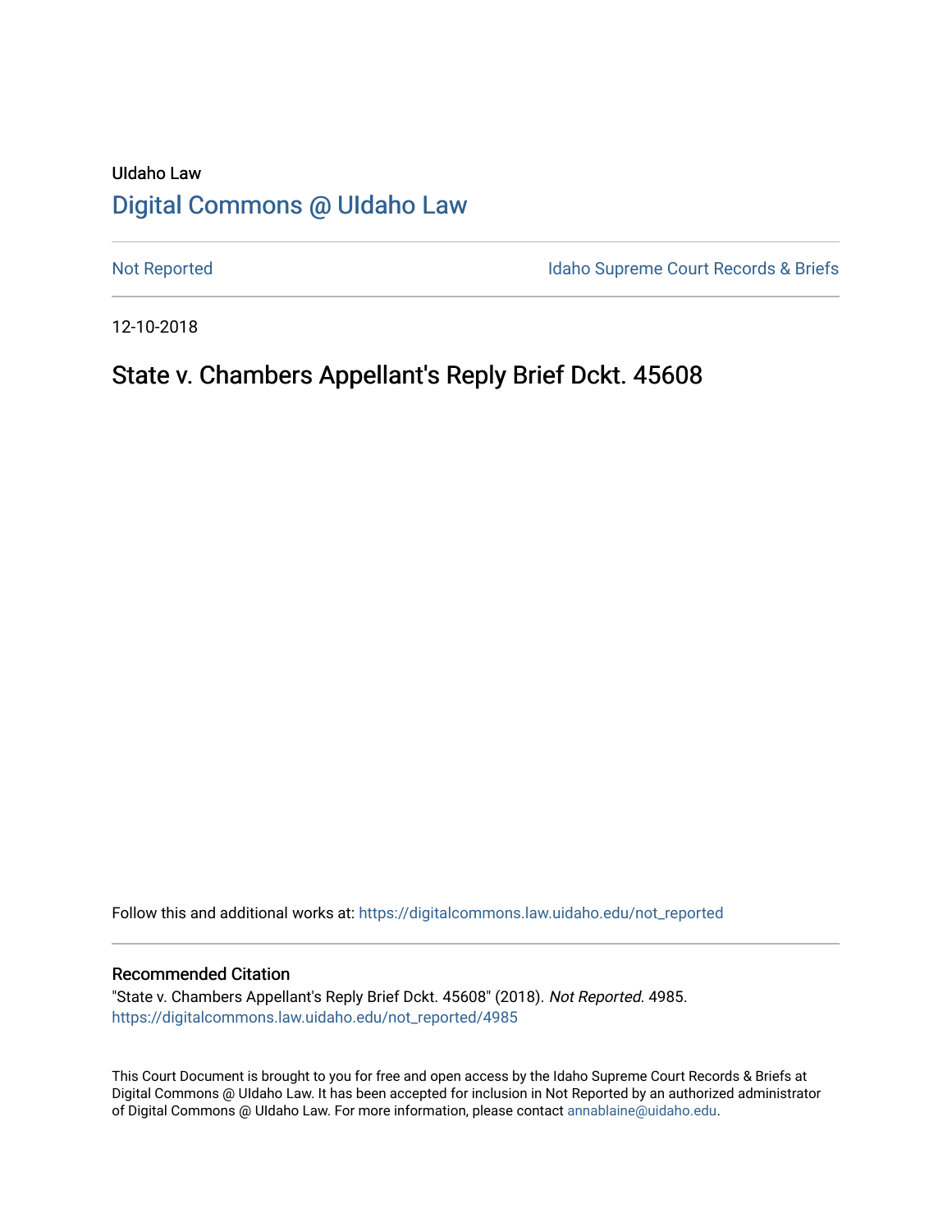UIdaho Law

# Digital Commons @ UIdaho Law

Not Reported

Idaho Supreme Court Records & Briefs

12-10-2018

## State v. Chambers Appellant's Reply Brief Dckt. 45608

Follow this and additional works at: https://digitalcommons.law.uidaho.edu/not_reported

### Recommended Citation

"State v. Chambers Appellant's Reply Brief Dckt. 45608" (2018). *Not Reported*. 4985.
https://digitalcommons.law.uidaho.edu/not_reported/4985

This Court Document is brought to you for free and open access by the Idaho Supreme Court Records & Briefs at Digital Commons @ UIdaho Law. It has been accepted for inclusion in Not Reported by an authorized administrator of Digital Commons @ UIdaho Law. For more information, please contact annablaine@uidaho.edu.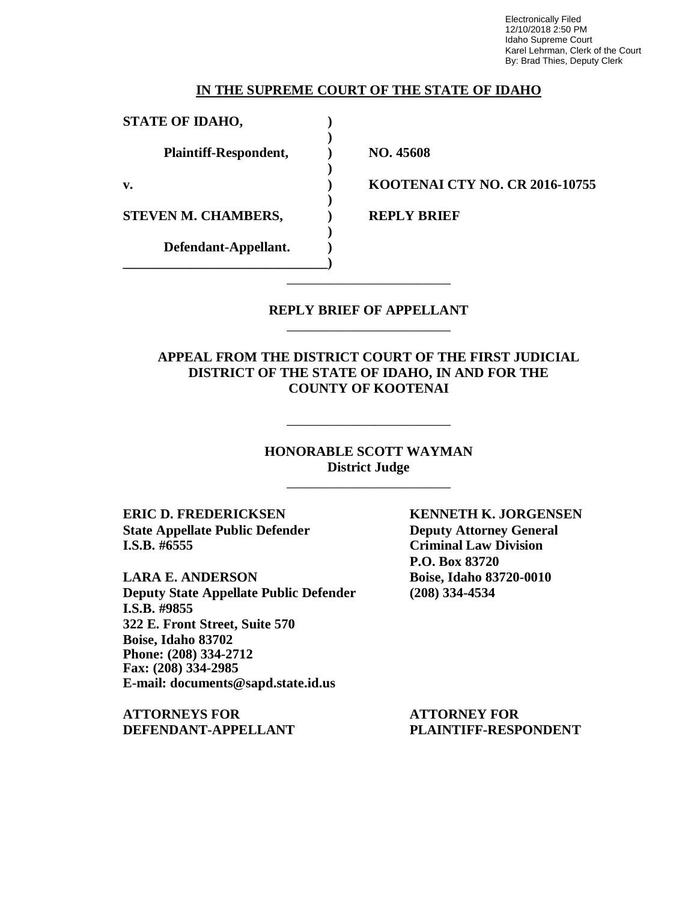Electronically Filed
12/10/2018 2:50 PM
Idaho Supreme Court
Karel Lehrman, Clerk of the Court
By: Brad Thies, Deputy Clerk

**IN THE SUPREME COURT OF THE STATE OF IDAHO**

| | | |
|---|---|---|
| **STATE OF IDAHO,** | **)** | |
| | **)** | |
| **Plaintiff-Respondent,** | **)** | **NO. 45608** |
| | **)** | |
| **v.** | **)** | **KOOTENAI CTY NO. CR 2016-10755** |
| | **)** | |
| **STEVEN M. CHAMBERS,** | **)** | **REPLY BRIEF** |
| | **)** | |
| **Defendant-Appellant.** | **)** | |
| | **)** | |

## REPLY BRIEF OF APPELLANT

**APPEAL FROM THE DISTRICT COURT OF THE FIRST JUDICIAL DISTRICT OF THE STATE OF IDAHO, IN AND FOR THE COUNTY OF KOOTENAI**

**HONORABLE SCOTT WAYMAN**
**District Judge**

**ERIC D. FREDERICKSEN**
**State Appellate Public Defender**
**I.S.B. #6555**

**LARA E. ANDERSON**
**Deputy State Appellate Public Defender**
**I.S.B. #9855**
**322 E. Front Street, Suite 570**
**Boise, Idaho 83702**
**Phone: (208) 334-2712**
**Fax: (208) 334-2985**
**E-mail: documents@sapd.state.id.us**

**ATTORNEYS FOR DEFENDANT-APPELLANT**

**KENNETH K. JORGENSEN**
**Deputy Attorney General**
**Criminal Law Division**
**P.O. Box 83720**
**Boise, Idaho 83720-0010**
**(208) 334-4534**

**ATTORNEY FOR PLAINTIFF-RESPONDENT**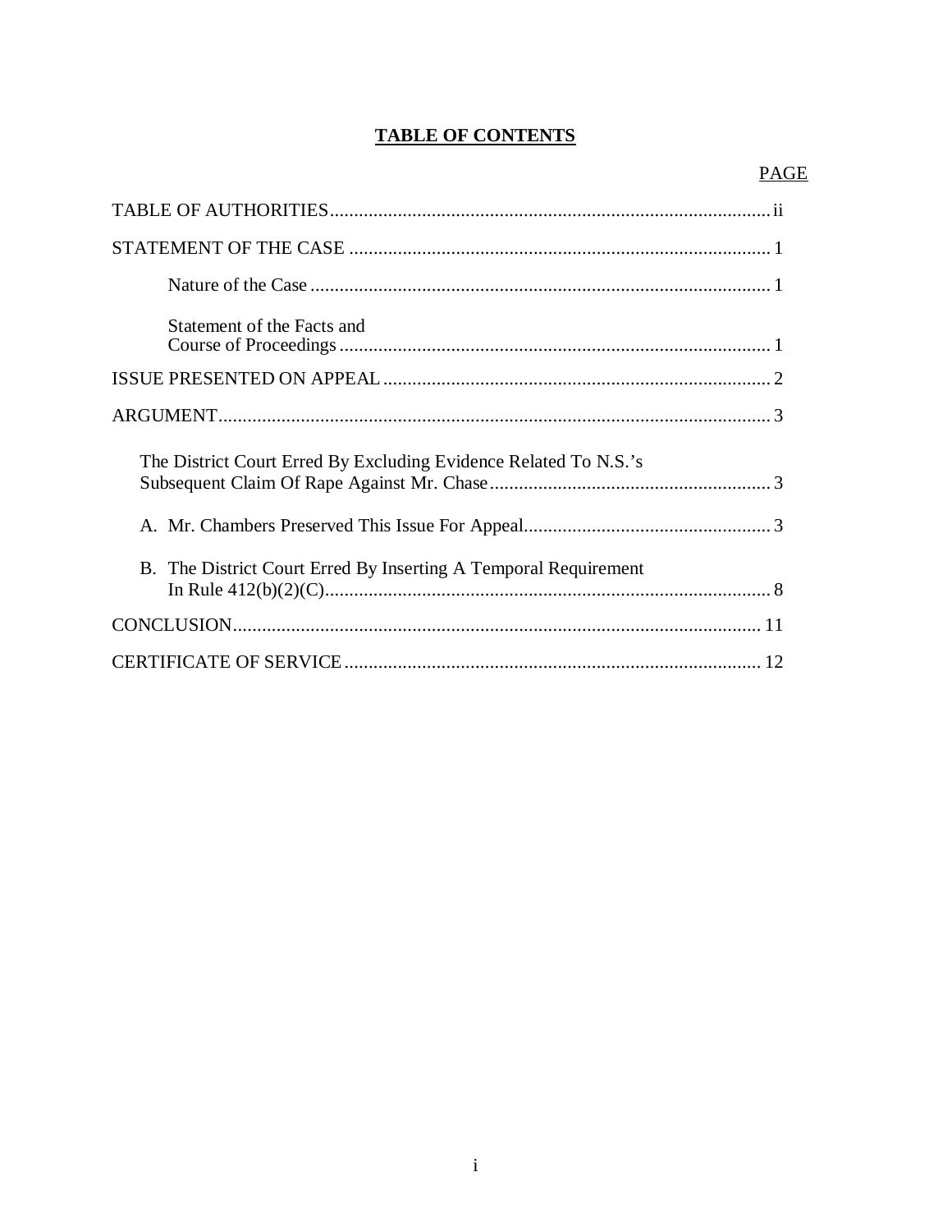# TABLE OF CONTENTS

| | PAGE |
|---|---|
| TABLE OF AUTHORITIES | ii |
| STATEMENT OF THE CASE | 1 |
| Nature of the Case | 1 |
| Statement of the Facts and Course of Proceedings | 1 |
| ISSUE PRESENTED ON APPEAL | 2 |
| ARGUMENT | 3 |
| The District Court Erred By Excluding Evidence Related To N.S.'s Subsequent Claim Of Rape Against Mr. Chase | 3 |
| A. Mr. Chambers Preserved This Issue For Appeal | 3 |
| B. The District Court Erred By Inserting A Temporal Requirement In Rule 412(b)(2)(C) | 8 |
| CONCLUSION | 11 |
| CERTIFICATE OF SERVICE | 12 |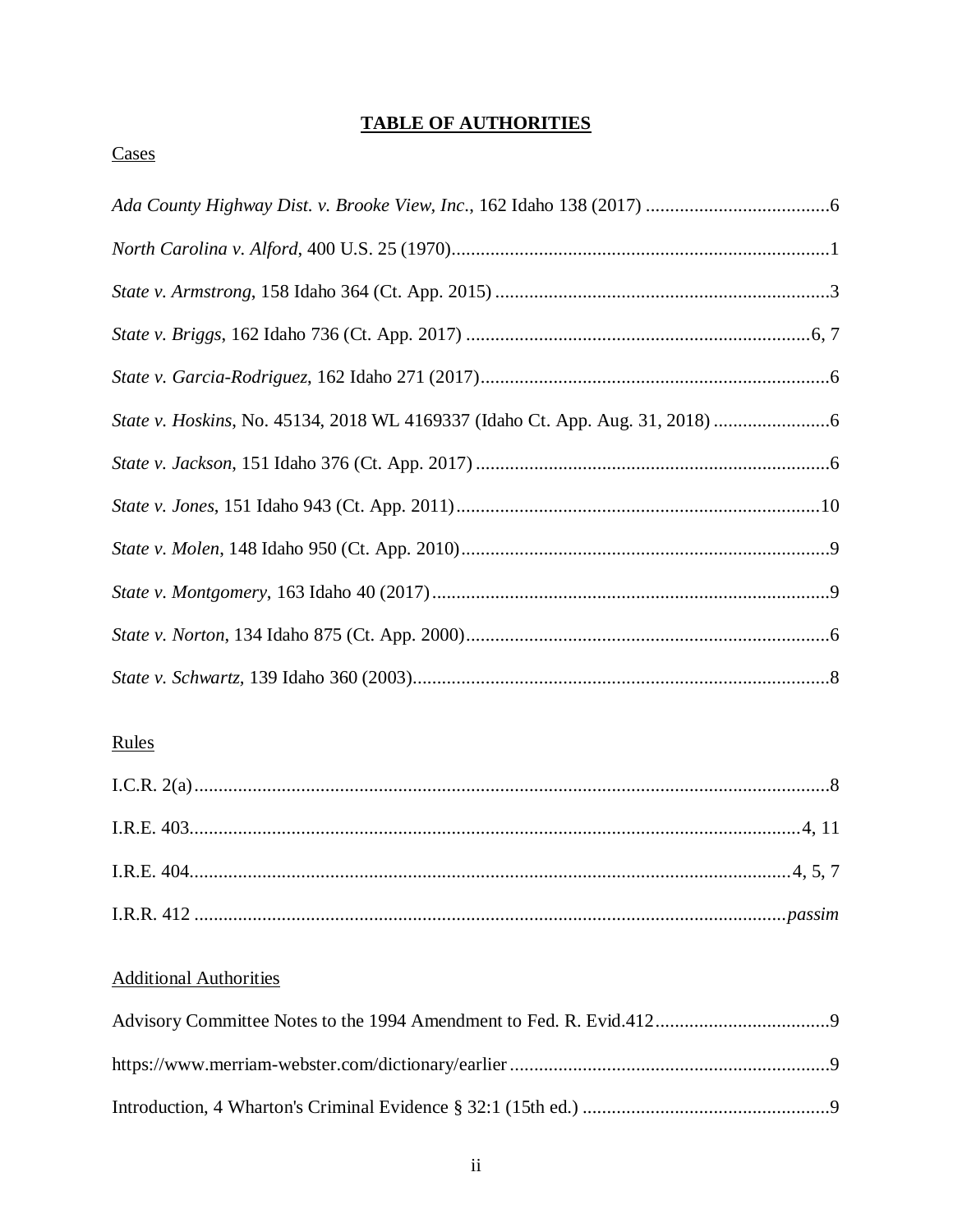# TABLE OF AUTHORITIES

Cases

*Ada County Highway Dist. v. Brooke View, Inc.*, 162 Idaho 138 (2017) ......................................6

*North Carolina v. Alford*, 400 U.S. 25 (1970)..............................................................................1

*State v. Armstrong*, 158 Idaho 364 (Ct. App. 2015) .....................................................................3

*State v. Briggs*, 162 Idaho 736 (Ct. App. 2017) .......................................................................6, 7

*State v. Garcia-Rodriguez*, 162 Idaho 271 (2017)........................................................................6

*State v. Hoskins*, No. 45134, 2018 WL 4169337 (Idaho Ct. App. Aug. 31, 2018) ........................6

*State v. Jackson*, 151 Idaho 376 (Ct. App. 2017) .........................................................................6

*State v. Jones*, 151 Idaho 943 (Ct. App. 2011)...........................................................................10

*State v. Molen*, 148 Idaho 950 (Ct. App. 2010)............................................................................9

*State v. Montgomery*, 163 Idaho 40 (2017)..................................................................................9

*State v. Norton*, 134 Idaho 875 (Ct. App. 2000)...........................................................................6

*State v. Schwartz*, 139 Idaho 360 (2003)......................................................................................8

Rules

I.C.R. 2(a)....................................................................................................................................8

I.R.E. 403.............................................................................................................................4, 11

I.R.E. 404...........................................................................................................................4, 5, 7

I.R.R. 412 ..........................................................................................................................*passim*

Additional Authorities

Advisory Committee Notes to the 1994 Amendment to Fed. R. Evid.412....................................9

https://www.merriam-webster.com/dictionary/earlier..................................................................9

Introduction, 4 Wharton's Criminal Evidence § 32:1 (15th ed.) ...................................................9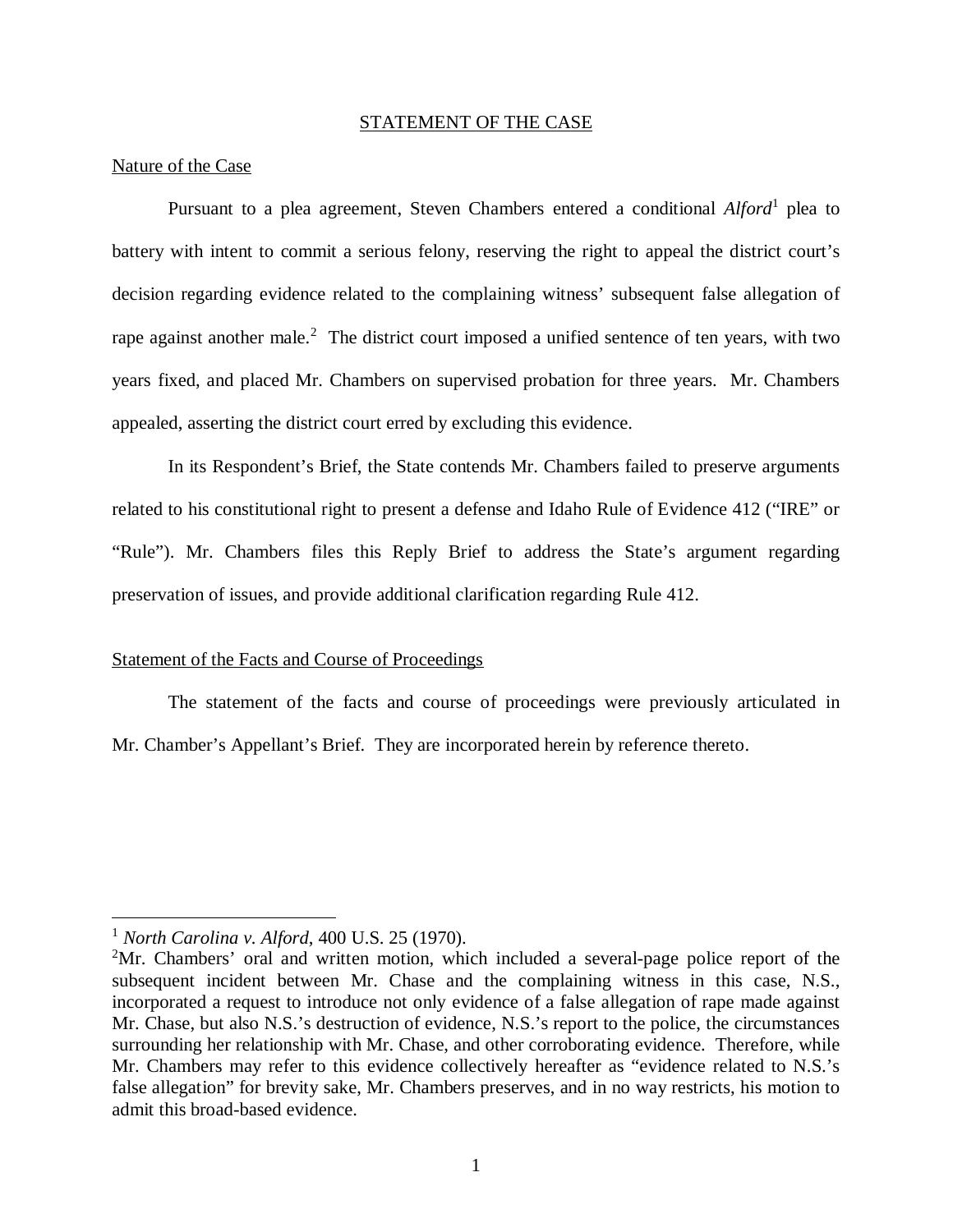## STATEMENT OF THE CASE

### Nature of the Case

Pursuant to a plea agreement, Steven Chambers entered a conditional *Alford*[1] plea to battery with intent to commit a serious felony, reserving the right to appeal the district court's decision regarding evidence related to the complaining witness' subsequent false allegation of rape against another male.[2] The district court imposed a unified sentence of ten years, with two years fixed, and placed Mr. Chambers on supervised probation for three years. Mr. Chambers appealed, asserting the district court erred by excluding this evidence.

In its Respondent's Brief, the State contends Mr. Chambers failed to preserve arguments related to his constitutional right to present a defense and Idaho Rule of Evidence 412 ("IRE" or "Rule"). Mr. Chambers files this Reply Brief to address the State's argument regarding preservation of issues, and provide additional clarification regarding Rule 412.

### Statement of the Facts and Course of Proceedings

The statement of the facts and course of proceedings were previously articulated in Mr. Chamber's Appellant's Brief. They are incorporated herein by reference thereto.

---

[1] *North Carolina v. Alford*, 400 U.S. 25 (1970).

[2] Mr. Chambers' oral and written motion, which included a several-page police report of the subsequent incident between Mr. Chase and the complaining witness in this case, N.S., incorporated a request to introduce not only evidence of a false allegation of rape made against Mr. Chase, but also N.S.'s destruction of evidence, N.S.'s report to the police, the circumstances surrounding her relationship with Mr. Chase, and other corroborating evidence. Therefore, while Mr. Chambers may refer to this evidence collectively hereafter as "evidence related to N.S.'s false allegation" for brevity sake, Mr. Chambers preserves, and in no way restricts, his motion to admit this broad-based evidence.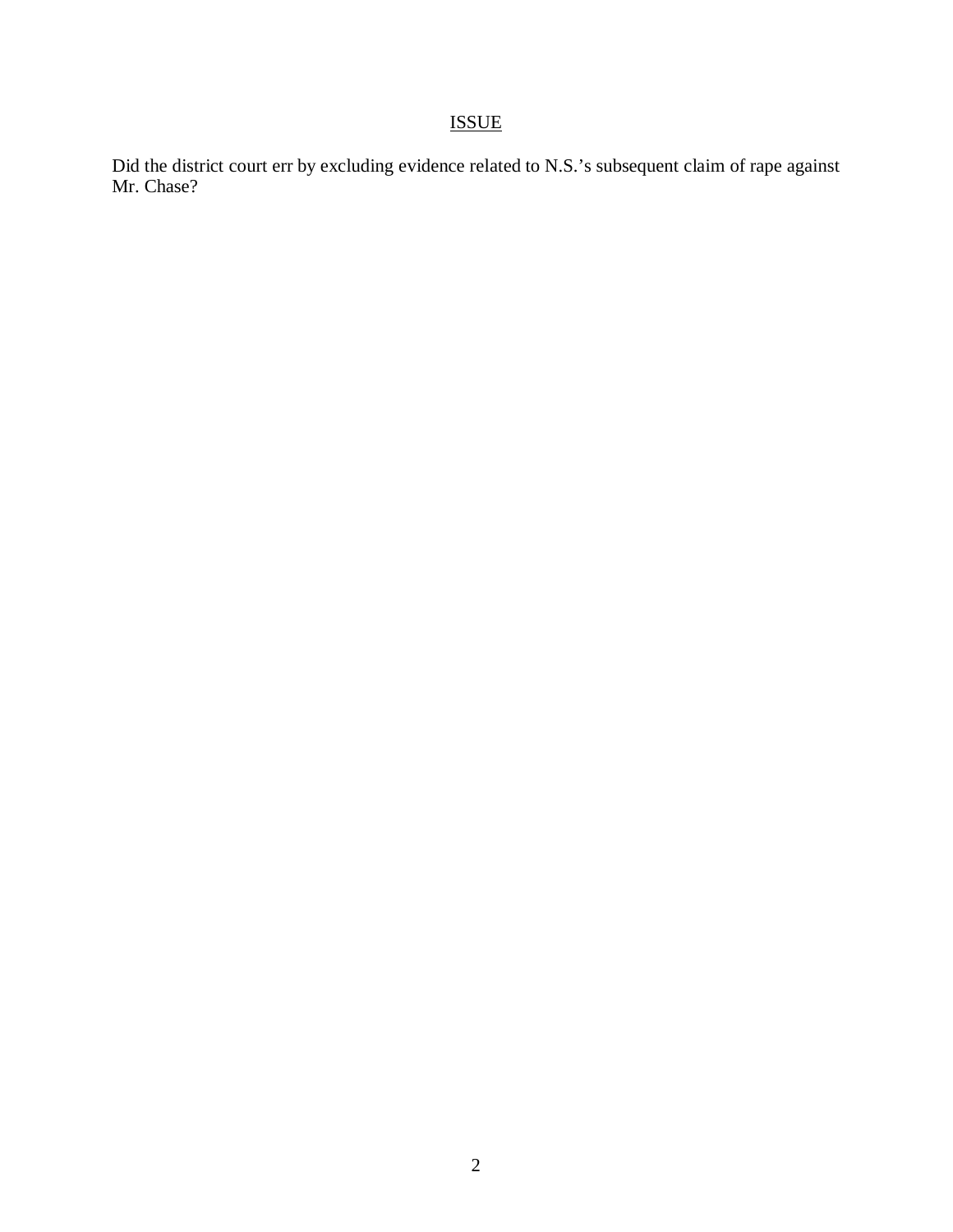## ISSUE

Did the district court err by excluding evidence related to N.S.'s subsequent claim of rape against Mr. Chase?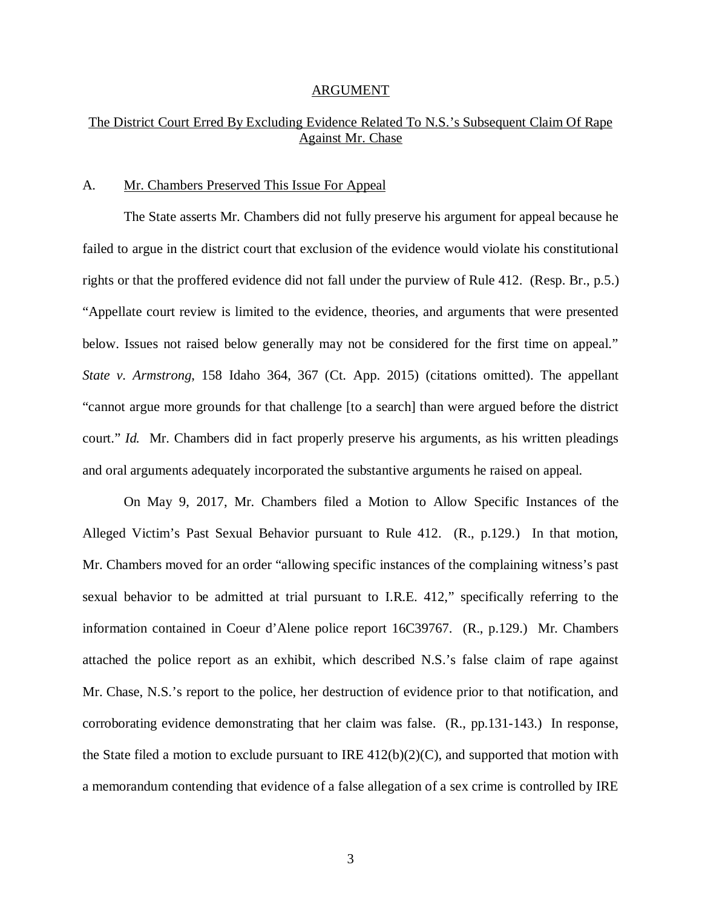## ARGUMENT

### The District Court Erred By Excluding Evidence Related To N.S.'s Subsequent Claim Of Rape Against Mr. Chase

#### A. Mr. Chambers Preserved This Issue For Appeal

The State asserts Mr. Chambers did not fully preserve his argument for appeal because he failed to argue in the district court that exclusion of the evidence would violate his constitutional rights or that the proffered evidence did not fall under the purview of Rule 412. (Resp. Br., p.5.) "Appellate court review is limited to the evidence, theories, and arguments that were presented below. Issues not raised below generally may not be considered for the first time on appeal." *State v. Armstrong*, 158 Idaho 364, 367 (Ct. App. 2015) (citations omitted). The appellant "cannot argue more grounds for that challenge [to a search] than were argued before the district court." *Id.* Mr. Chambers did in fact properly preserve his arguments, as his written pleadings and oral arguments adequately incorporated the substantive arguments he raised on appeal.

On May 9, 2017, Mr. Chambers filed a Motion to Allow Specific Instances of the Alleged Victim's Past Sexual Behavior pursuant to Rule 412. (R., p.129.) In that motion, Mr. Chambers moved for an order "allowing specific instances of the complaining witness's past sexual behavior to be admitted at trial pursuant to I.R.E. 412," specifically referring to the information contained in Coeur d'Alene police report 16C39767. (R., p.129.) Mr. Chambers attached the police report as an exhibit, which described N.S.'s false claim of rape against Mr. Chase, N.S.'s report to the police, her destruction of evidence prior to that notification, and corroborating evidence demonstrating that her claim was false. (R., pp.131-143.) In response, the State filed a motion to exclude pursuant to IRE 412(b)(2)(C), and supported that motion with a memorandum contending that evidence of a false allegation of a sex crime is controlled by IRE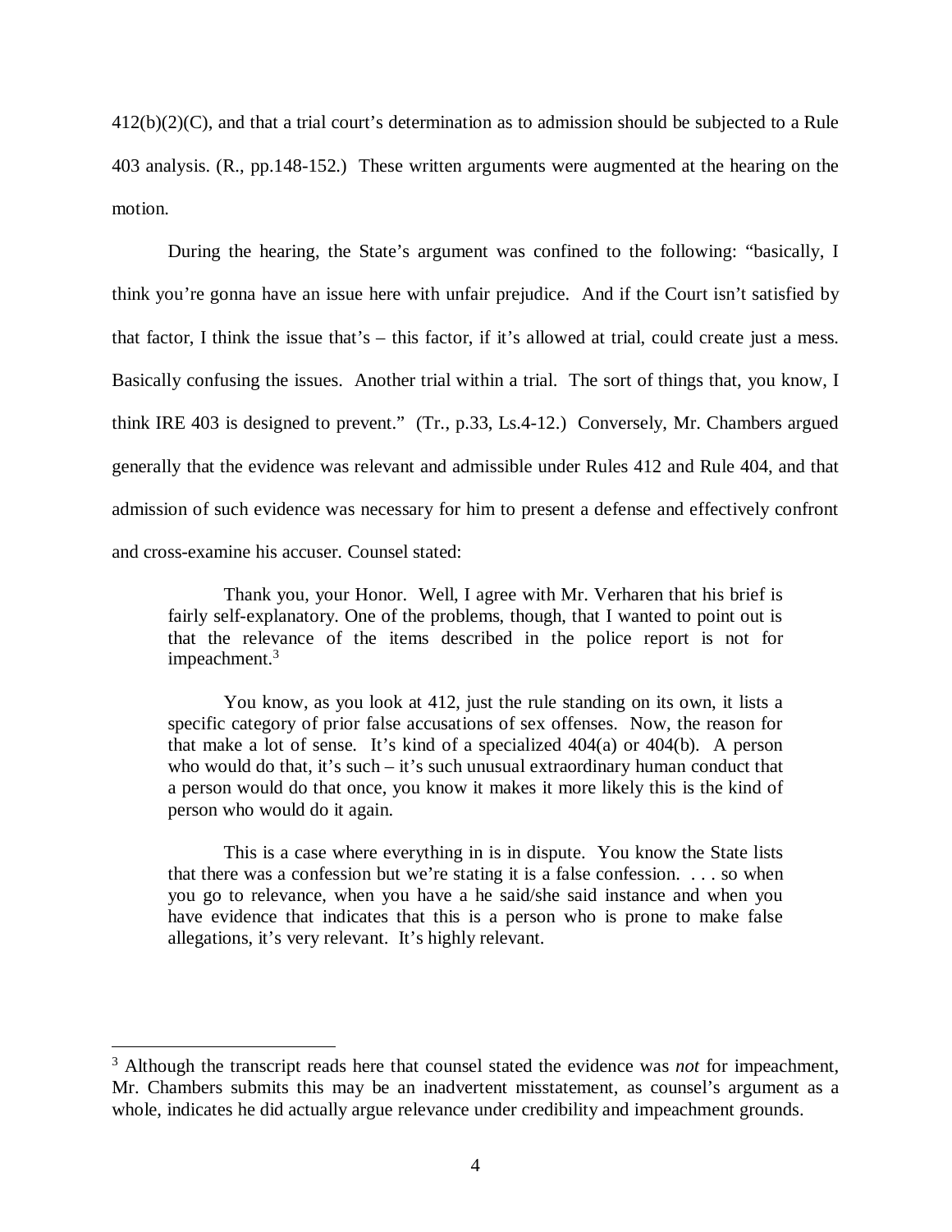412(b)(2)(C), and that a trial court's determination as to admission should be subjected to a Rule 403 analysis. (R., pp.148-152.) These written arguments were augmented at the hearing on the motion.

During the hearing, the State's argument was confined to the following: "basically, I think you're gonna have an issue here with unfair prejudice. And if the Court isn't satisfied by that factor, I think the issue that's – this factor, if it's allowed at trial, could create just a mess. Basically confusing the issues. Another trial within a trial. The sort of things that, you know, I think IRE 403 is designed to prevent." (Tr., p.33, Ls.4-12.) Conversely, Mr. Chambers argued generally that the evidence was relevant and admissible under Rules 412 and Rule 404, and that admission of such evidence was necessary for him to present a defense and effectively confront and cross-examine his accuser. Counsel stated:

> Thank you, your Honor. Well, I agree with Mr. Verharen that his brief is fairly self-explanatory. One of the problems, though, that I wanted to point out is that the relevance of the items described in the police report is not for impeachment.[3]
>
> You know, as you look at 412, just the rule standing on its own, it lists a specific category of prior false accusations of sex offenses. Now, the reason for that make a lot of sense. It's kind of a specialized 404(a) or 404(b). A person who would do that, it's such – it's such unusual extraordinary human conduct that a person would do that once, you know it makes it more likely this is the kind of person who would do it again.
>
> This is a case where everything in is in dispute. You know the State lists that there was a confession but we're stating it is a false confession. . . . so when you go to relevance, when you have a he said/she said instance and when you have evidence that indicates that this is a person who is prone to make false allegations, it's very relevant. It's highly relevant.

---

[3] Although the transcript reads here that counsel stated the evidence was *not* for impeachment, Mr. Chambers submits this may be an inadvertent misstatement, as counsel's argument as a whole, indicates he did actually argue relevance under credibility and impeachment grounds.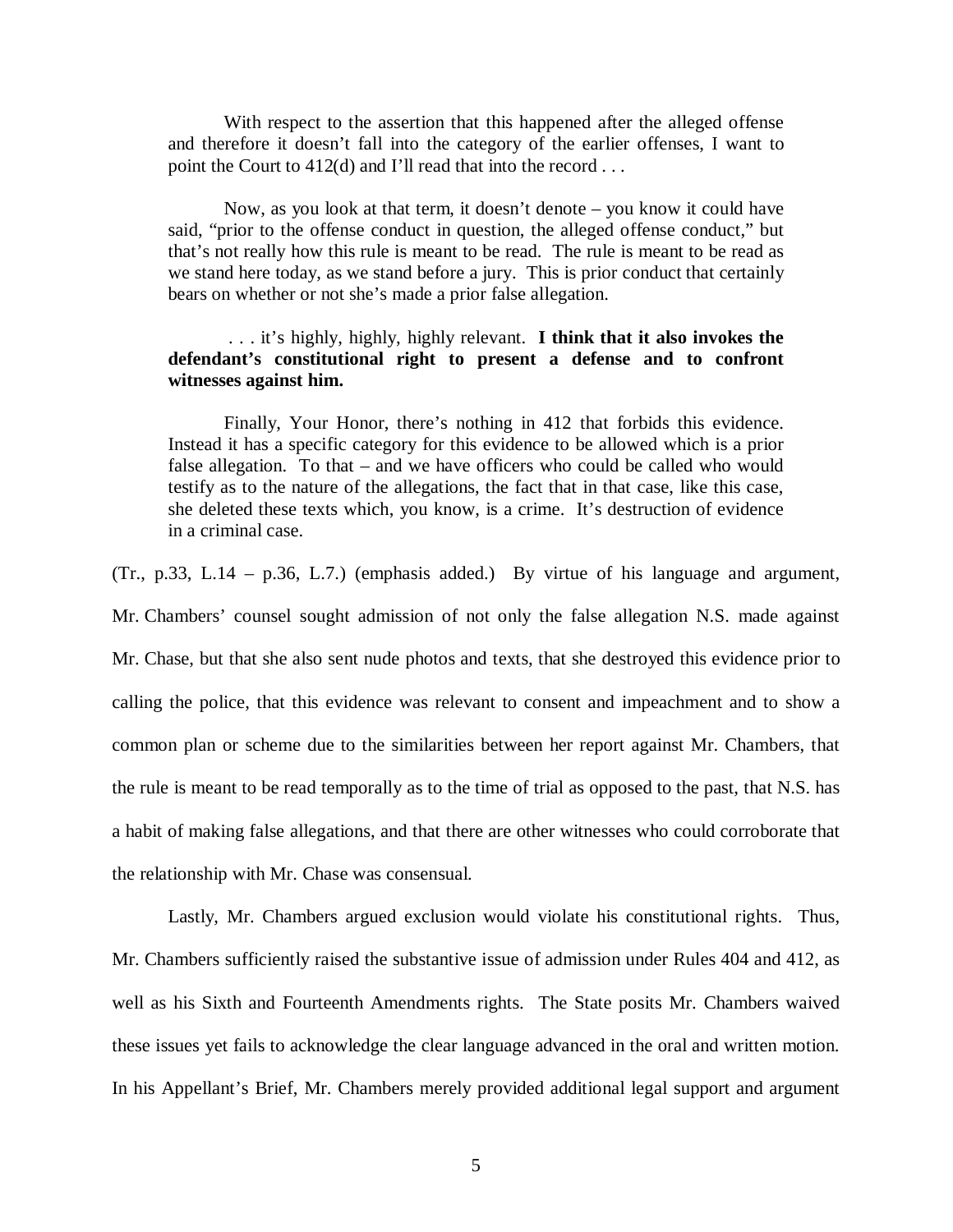> With respect to the assertion that this happened after the alleged offense and therefore it doesn't fall into the category of the earlier offenses, I want to point the Court to 412(d) and I'll read that into the record . . .
>
> Now, as you look at that term, it doesn't denote – you know it could have said, "prior to the offense conduct in question, the alleged offense conduct," but that's not really how this rule is meant to be read. The rule is meant to be read as we stand here today, as we stand before a jury. This is prior conduct that certainly bears on whether or not she's made a prior false allegation.
>
> . . . it's highly, highly, highly relevant. **I think that it also invokes the defendant's constitutional right to present a defense and to confront witnesses against him.**
>
> Finally, Your Honor, there's nothing in 412 that forbids this evidence. Instead it has a specific category for this evidence to be allowed which is a prior false allegation. To that – and we have officers who could be called who would testify as to the nature of the allegations, the fact that in that case, like this case, she deleted these texts which, you know, is a crime. It's destruction of evidence in a criminal case.

(Tr., p.33, L.14 – p.36, L.7.) (emphasis added.) By virtue of his language and argument, Mr. Chambers' counsel sought admission of not only the false allegation N.S. made against Mr. Chase, but that she also sent nude photos and texts, that she destroyed this evidence prior to calling the police, that this evidence was relevant to consent and impeachment and to show a common plan or scheme due to the similarities between her report against Mr. Chambers, that the rule is meant to be read temporally as to the time of trial as opposed to the past, that N.S. has a habit of making false allegations, and that there are other witnesses who could corroborate that the relationship with Mr. Chase was consensual.

Lastly, Mr. Chambers argued exclusion would violate his constitutional rights. Thus, Mr. Chambers sufficiently raised the substantive issue of admission under Rules 404 and 412, as well as his Sixth and Fourteenth Amendments rights. The State posits Mr. Chambers waived these issues yet fails to acknowledge the clear language advanced in the oral and written motion. In his Appellant's Brief, Mr. Chambers merely provided additional legal support and argument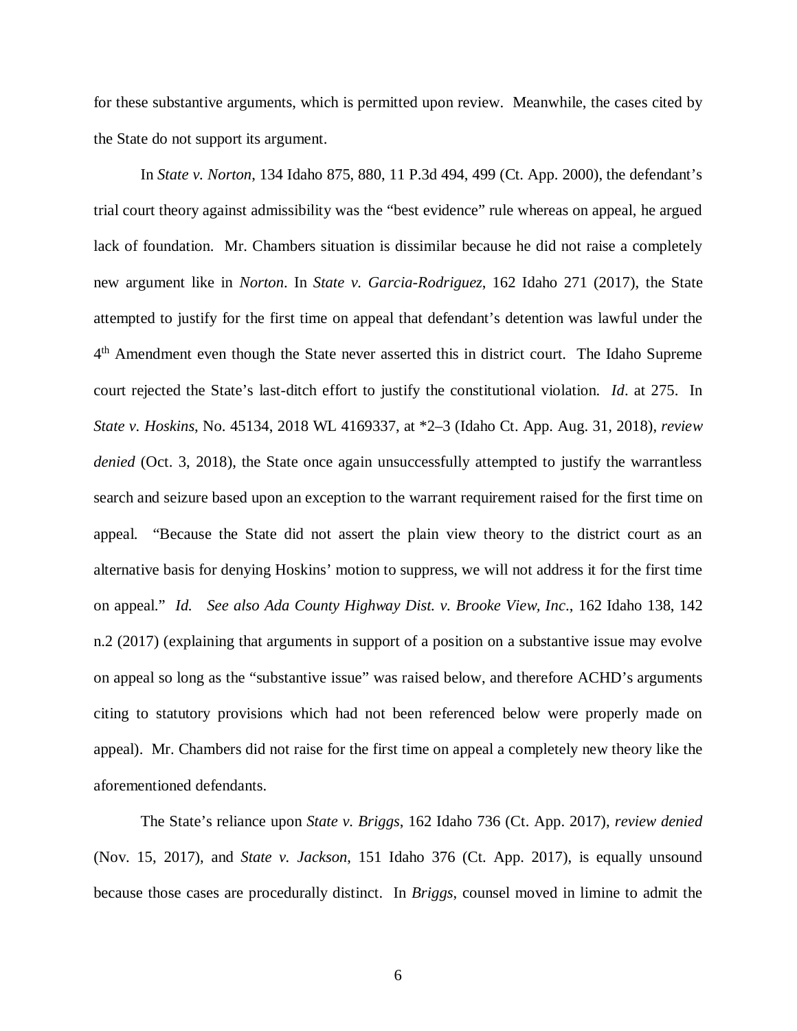for these substantive arguments, which is permitted upon review. Meanwhile, the cases cited by the State do not support its argument.

In *State v. Norton*, 134 Idaho 875, 880, 11 P.3d 494, 499 (Ct. App. 2000), the defendant's trial court theory against admissibility was the "best evidence" rule whereas on appeal, he argued lack of foundation. Mr. Chambers situation is dissimilar because he did not raise a completely new argument like in *Norton*. In *State v. Garcia-Rodriguez*, 162 Idaho 271 (2017), the State attempted to justify for the first time on appeal that defendant's detention was lawful under the 4th Amendment even though the State never asserted this in district court. The Idaho Supreme court rejected the State's last-ditch effort to justify the constitutional violation. *Id*. at 275. In *State v. Hoskins*, No. 45134, 2018 WL 4169337, at *2–3 (Idaho Ct. App. Aug. 31, 2018), *review denied* (Oct. 3, 2018), the State once again unsuccessfully attempted to justify the warrantless search and seizure based upon an exception to the warrant requirement raised for the first time on appeal. "Because the State did not assert the plain view theory to the district court as an alternative basis for denying Hoskins' motion to suppress, we will not address it for the first time on appeal." *Id*. *See also Ada County Highway Dist. v. Brooke View, Inc*., 162 Idaho 138, 142 n.2 (2017) (explaining that arguments in support of a position on a substantive issue may evolve on appeal so long as the "substantive issue" was raised below, and therefore ACHD's arguments citing to statutory provisions which had not been referenced below were properly made on appeal). Mr. Chambers did not raise for the first time on appeal a completely new theory like the aforementioned defendants.

The State's reliance upon *State v. Briggs*, 162 Idaho 736 (Ct. App. 2017), *review denied* (Nov. 15, 2017), and *State v. Jackson*, 151 Idaho 376 (Ct. App. 2017), is equally unsound because those cases are procedurally distinct. In *Briggs*, counsel moved in limine to admit the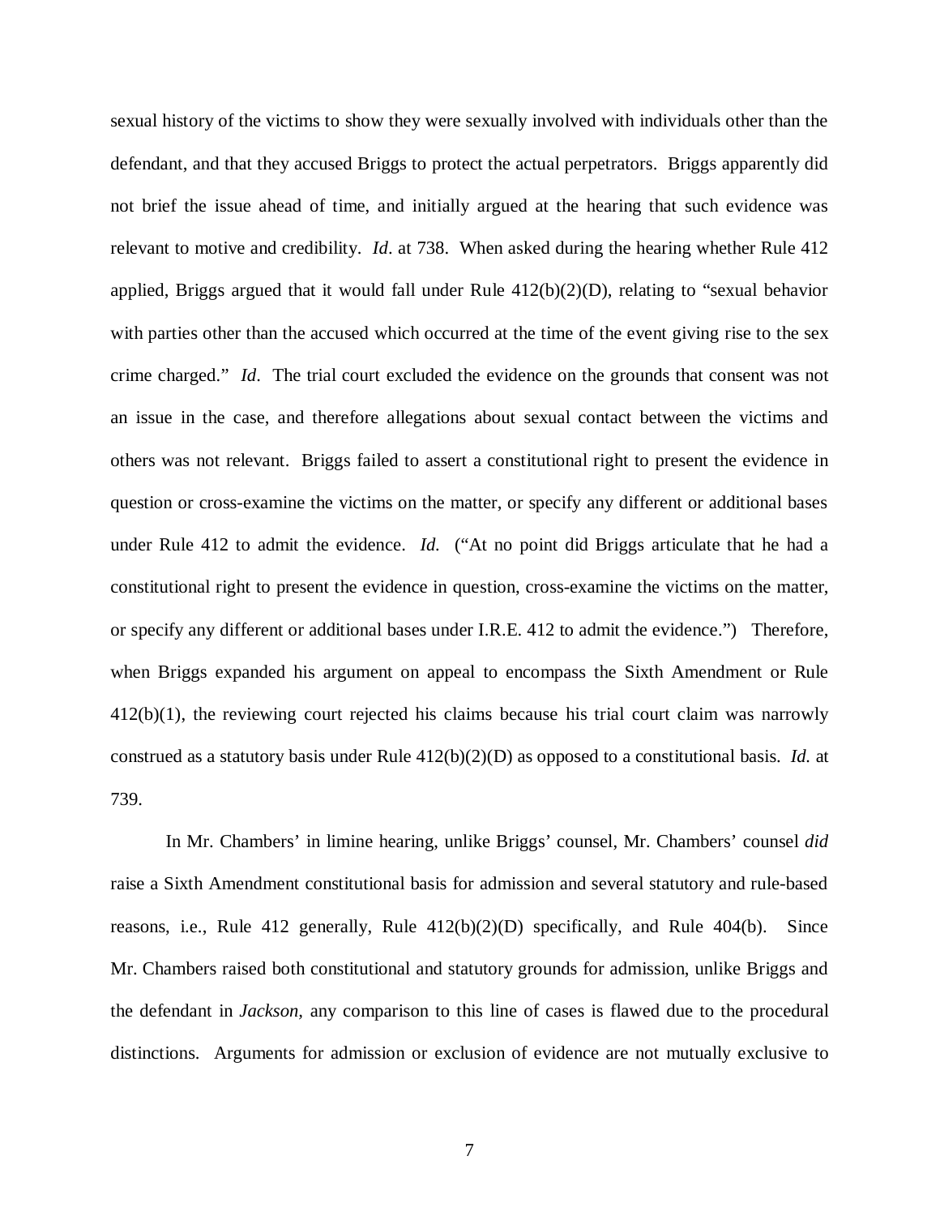sexual history of the victims to show they were sexually involved with individuals other than the defendant, and that they accused Briggs to protect the actual perpetrators. Briggs apparently did not brief the issue ahead of time, and initially argued at the hearing that such evidence was relevant to motive and credibility. *Id*. at 738. When asked during the hearing whether Rule 412 applied, Briggs argued that it would fall under Rule 412(b)(2)(D), relating to "sexual behavior with parties other than the accused which occurred at the time of the event giving rise to the sex crime charged." *Id*. The trial court excluded the evidence on the grounds that consent was not an issue in the case, and therefore allegations about sexual contact between the victims and others was not relevant. Briggs failed to assert a constitutional right to present the evidence in question or cross-examine the victims on the matter, or specify any different or additional bases under Rule 412 to admit the evidence. *Id.* ("At no point did Briggs articulate that he had a constitutional right to present the evidence in question, cross-examine the victims on the matter, or specify any different or additional bases under I.R.E. 412 to admit the evidence.") Therefore, when Briggs expanded his argument on appeal to encompass the Sixth Amendment or Rule 412(b)(1), the reviewing court rejected his claims because his trial court claim was narrowly construed as a statutory basis under Rule 412(b)(2)(D) as opposed to a constitutional basis. *Id.* at 739.

In Mr. Chambers' in limine hearing, unlike Briggs' counsel, Mr. Chambers' counsel *did* raise a Sixth Amendment constitutional basis for admission and several statutory and rule-based reasons, i.e., Rule 412 generally, Rule 412(b)(2)(D) specifically, and Rule 404(b). Since Mr. Chambers raised both constitutional and statutory grounds for admission, unlike Briggs and the defendant in *Jackson,* any comparison to this line of cases is flawed due to the procedural distinctions. Arguments for admission or exclusion of evidence are not mutually exclusive to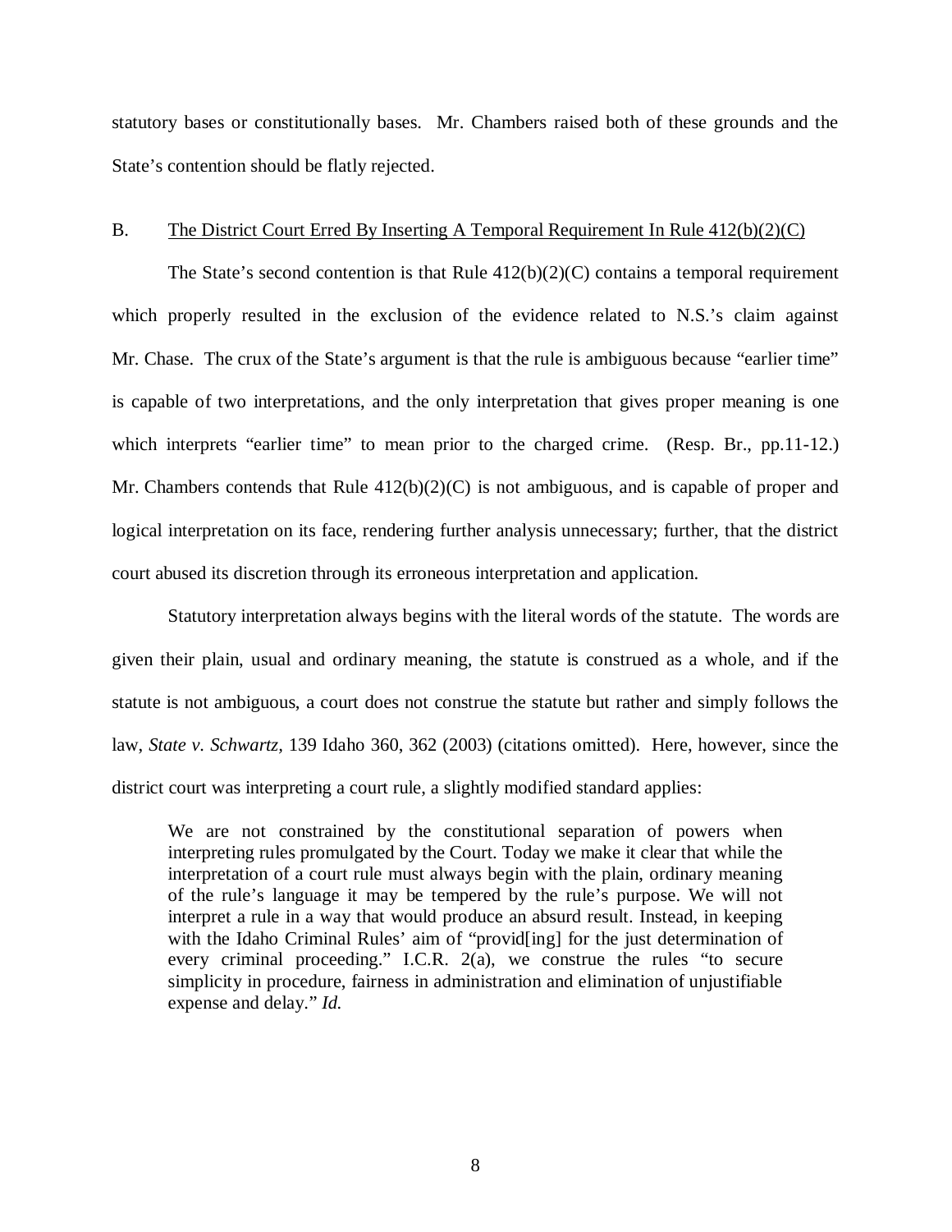statutory bases or constitutionally bases. Mr. Chambers raised both of these grounds and the State's contention should be flatly rejected.

B. The District Court Erred By Inserting A Temporal Requirement In Rule 412(b)(2)(C)

The State's second contention is that Rule 412(b)(2)(C) contains a temporal requirement which properly resulted in the exclusion of the evidence related to N.S.'s claim against Mr. Chase. The crux of the State's argument is that the rule is ambiguous because "earlier time" is capable of two interpretations, and the only interpretation that gives proper meaning is one which interprets "earlier time" to mean prior to the charged crime. (Resp. Br., pp.11-12.) Mr. Chambers contends that Rule 412(b)(2)(C) is not ambiguous, and is capable of proper and logical interpretation on its face, rendering further analysis unnecessary; further, that the district court abused its discretion through its erroneous interpretation and application.

Statutory interpretation always begins with the literal words of the statute. The words are given their plain, usual and ordinary meaning, the statute is construed as a whole, and if the statute is not ambiguous, a court does not construe the statute but rather and simply follows the law, *State v. Schwartz*, 139 Idaho 360, 362 (2003) (citations omitted). Here, however, since the district court was interpreting a court rule, a slightly modified standard applies:

> We are not constrained by the constitutional separation of powers when interpreting rules promulgated by the Court. Today we make it clear that while the interpretation of a court rule must always begin with the plain, ordinary meaning of the rule's language it may be tempered by the rule's purpose. We will not interpret a rule in a way that would produce an absurd result. Instead, in keeping with the Idaho Criminal Rules' aim of "provid[ing] for the just determination of every criminal proceeding." I.C.R. 2(a), we construe the rules "to secure simplicity in procedure, fairness in administration and elimination of unjustifiable expense and delay." *Id.*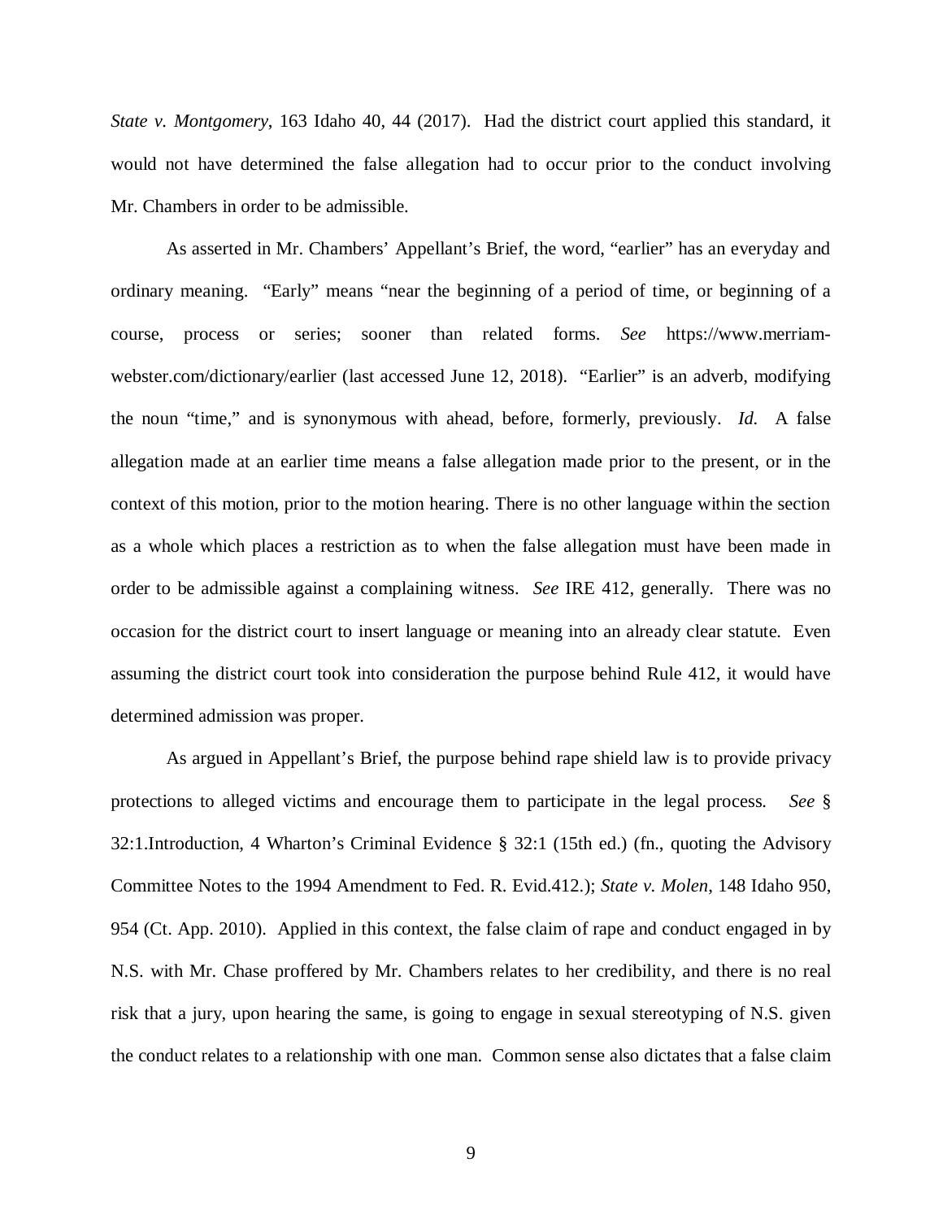*State v. Montgomery*, 163 Idaho 40, 44 (2017). Had the district court applied this standard, it would not have determined the false allegation had to occur prior to the conduct involving Mr. Chambers in order to be admissible.

As asserted in Mr. Chambers' Appellant's Brief, the word, "earlier" has an everyday and ordinary meaning. "Early" means "near the beginning of a period of time, or beginning of a course, process or series; sooner than related forms. *See* https://www.merriam-webster.com/dictionary/earlier (last accessed June 12, 2018). "Earlier" is an adverb, modifying the noun "time," and is synonymous with ahead, before, formerly, previously. *Id.* A false allegation made at an earlier time means a false allegation made prior to the present, or in the context of this motion, prior to the motion hearing. There is no other language within the section as a whole which places a restriction as to when the false allegation must have been made in order to be admissible against a complaining witness. *See* IRE 412, generally. There was no occasion for the district court to insert language or meaning into an already clear statute. Even assuming the district court took into consideration the purpose behind Rule 412, it would have determined admission was proper.

As argued in Appellant's Brief, the purpose behind rape shield law is to provide privacy protections to alleged victims and encourage them to participate in the legal process. *See* § 32:1.Introduction, 4 Wharton's Criminal Evidence § 32:1 (15th ed.) (fn., quoting the Advisory Committee Notes to the 1994 Amendment to Fed. R. Evid.412.); *State v. Molen*, 148 Idaho 950, 954 (Ct. App. 2010). Applied in this context, the false claim of rape and conduct engaged in by N.S. with Mr. Chase proffered by Mr. Chambers relates to her credibility, and there is no real risk that a jury, upon hearing the same, is going to engage in sexual stereotyping of N.S. given the conduct relates to a relationship with one man. Common sense also dictates that a false claim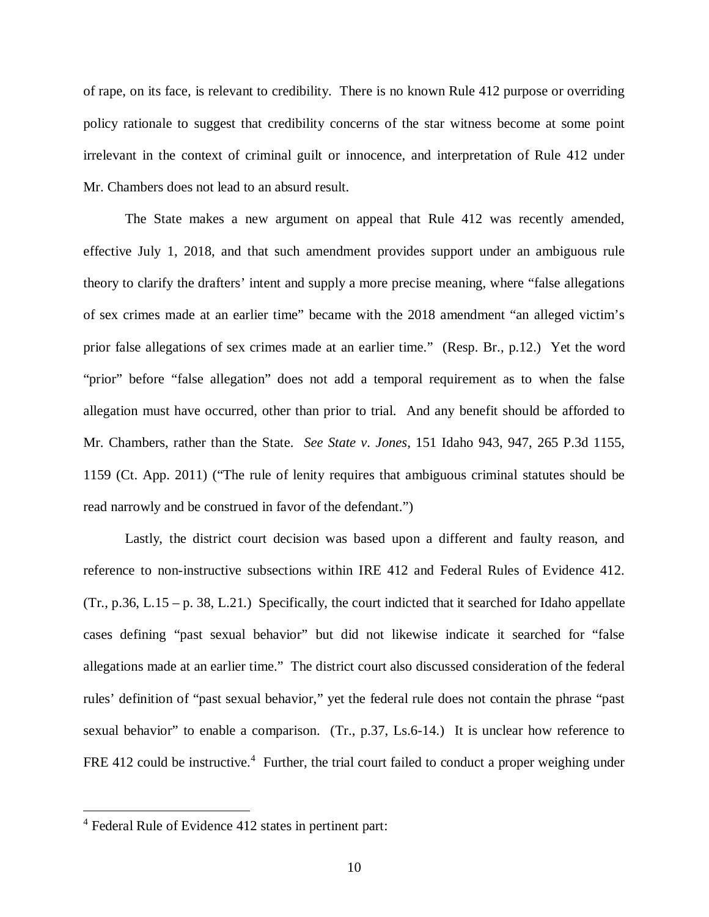of rape, on its face, is relevant to credibility. There is no known Rule 412 purpose or overriding policy rationale to suggest that credibility concerns of the star witness become at some point irrelevant in the context of criminal guilt or innocence, and interpretation of Rule 412 under Mr. Chambers does not lead to an absurd result.

The State makes a new argument on appeal that Rule 412 was recently amended, effective July 1, 2018, and that such amendment provides support under an ambiguous rule theory to clarify the drafters' intent and supply a more precise meaning, where "false allegations of sex crimes made at an earlier time" became with the 2018 amendment "an alleged victim's prior false allegations of sex crimes made at an earlier time." (Resp. Br., p.12.) Yet the word "prior" before "false allegation" does not add a temporal requirement as to when the false allegation must have occurred, other than prior to trial. And any benefit should be afforded to Mr. Chambers, rather than the State. *See State v. Jones*, 151 Idaho 943, 947, 265 P.3d 1155, 1159 (Ct. App. 2011) ("The rule of lenity requires that ambiguous criminal statutes should be read narrowly and be construed in favor of the defendant.")

Lastly, the district court decision was based upon a different and faulty reason, and reference to non-instructive subsections within IRE 412 and Federal Rules of Evidence 412. (Tr., p.36, L.15 – p. 38, L.21.) Specifically, the court indicted that it searched for Idaho appellate cases defining "past sexual behavior" but did not likewise indicate it searched for "false allegations made at an earlier time." The district court also discussed consideration of the federal rules' definition of "past sexual behavior," yet the federal rule does not contain the phrase "past sexual behavior" to enable a comparison. (Tr., p.37, Ls.6-14.) It is unclear how reference to FRE 412 could be instructive.[4] Further, the trial court failed to conduct a proper weighing under

---

[4] Federal Rule of Evidence 412 states in pertinent part: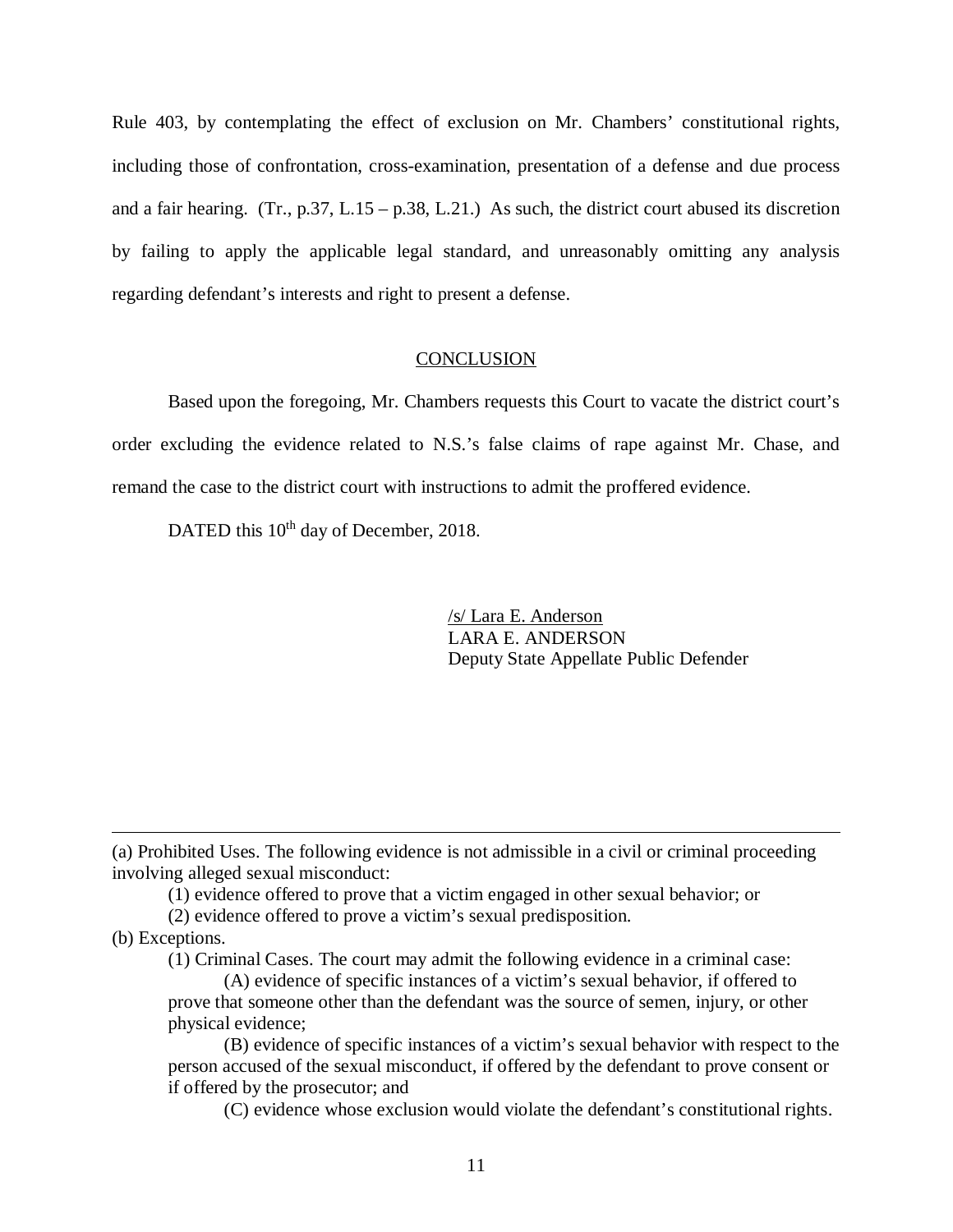Rule 403, by contemplating the effect of exclusion on Mr. Chambers' constitutional rights, including those of confrontation, cross-examination, presentation of a defense and due process and a fair hearing. (Tr., p.37, L.15 – p.38, L.21.) As such, the district court abused its discretion by failing to apply the applicable legal standard, and unreasonably omitting any analysis regarding defendant's interests and right to present a defense.

## CONCLUSION

Based upon the foregoing, Mr. Chambers requests this Court to vacate the district court's order excluding the evidence related to N.S.'s false claims of rape against Mr. Chase, and remand the case to the district court with instructions to admit the proffered evidence.

DATED this 10th day of December, 2018.

/s/ Lara E. Anderson
LARA E. ANDERSON
Deputy State Appellate Public Defender

---

(a) Prohibited Uses. The following evidence is not admissible in a civil or criminal proceeding involving alleged sexual misconduct:

(1) evidence offered to prove that a victim engaged in other sexual behavior; or

(2) evidence offered to prove a victim's sexual predisposition.

(b) Exceptions.

(1) Criminal Cases. The court may admit the following evidence in a criminal case:

(A) evidence of specific instances of a victim's sexual behavior, if offered to prove that someone other than the defendant was the source of semen, injury, or other physical evidence;

(B) evidence of specific instances of a victim's sexual behavior with respect to the person accused of the sexual misconduct, if offered by the defendant to prove consent or if offered by the prosecutor; and

(C) evidence whose exclusion would violate the defendant's constitutional rights.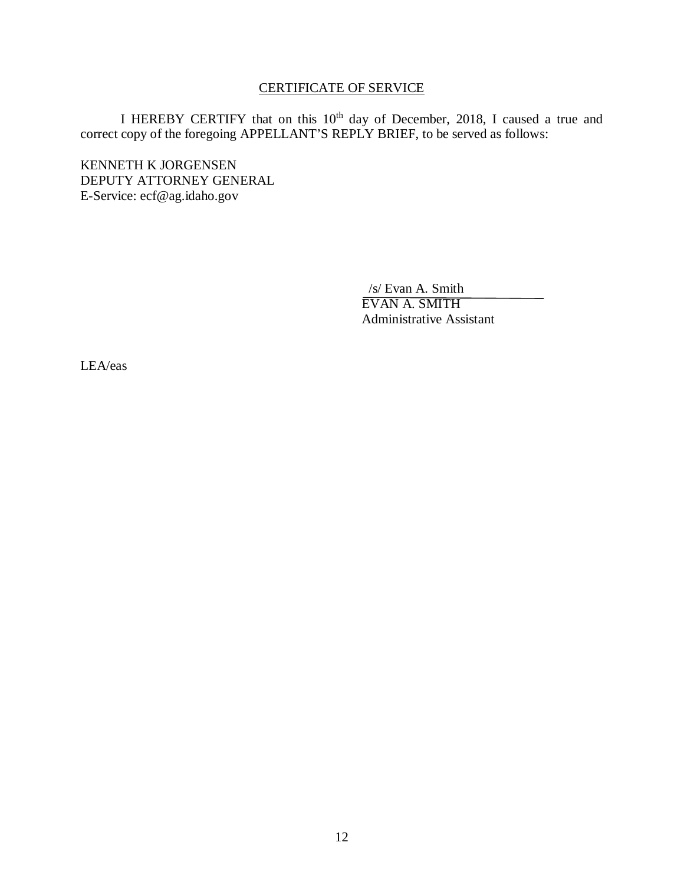## CERTIFICATE OF SERVICE

I HEREBY CERTIFY that on this 10th day of December, 2018, I caused a true and correct copy of the foregoing APPELLANT'S REPLY BRIEF, to be served as follows:

KENNETH K JORGENSEN
DEPUTY ATTORNEY GENERAL
E-Service: ecf@ag.idaho.gov

/s/ Evan A. Smith
EVAN A. SMITH
Administrative Assistant

LEA/eas